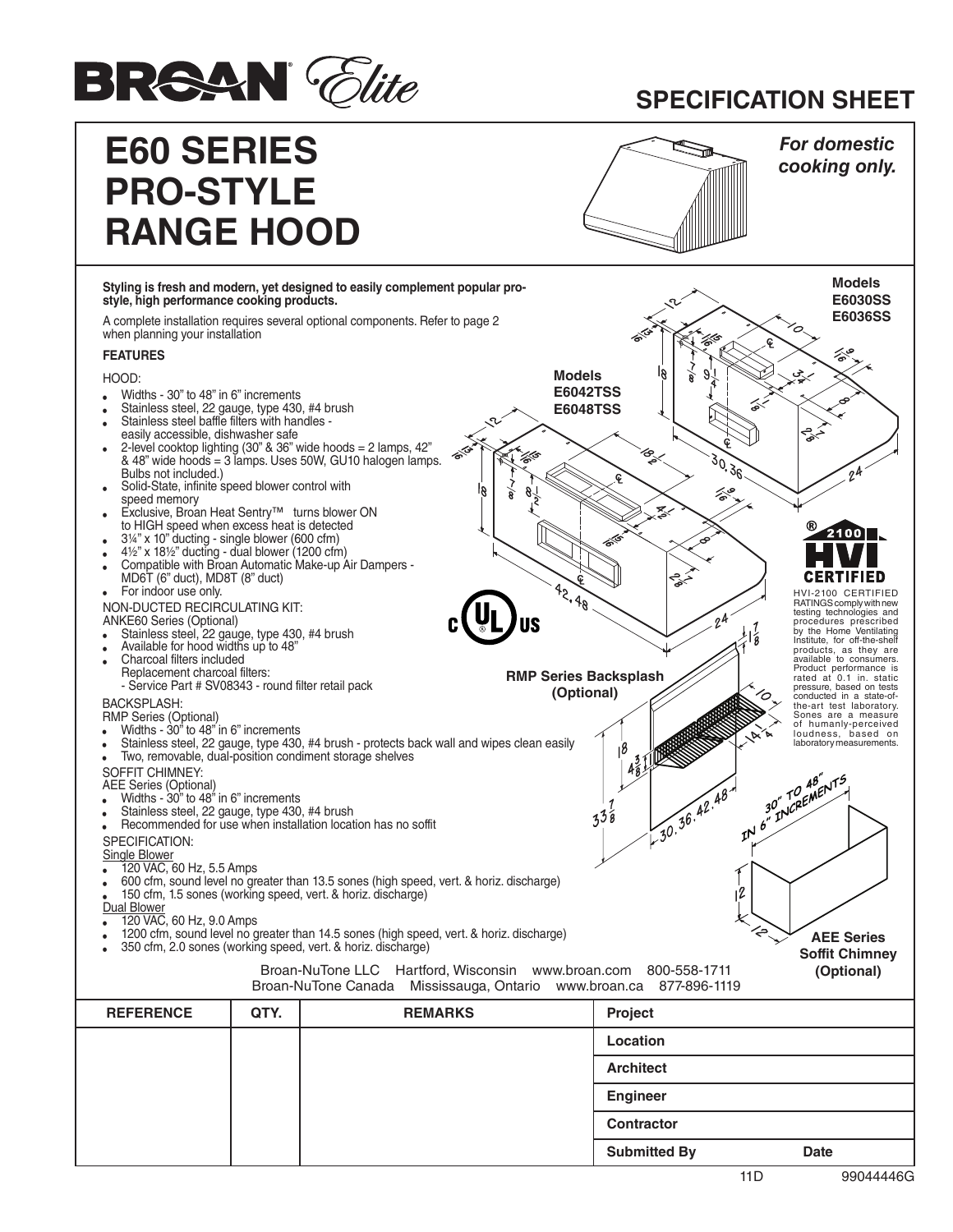BROAN Elite

## SPECIFICATION SHEET

# E60 SERIES PRO-STYLE RANGE HOOD

*For domestic cooking only.*

**Styling is fresh and modern, yet designed to easily complement popular pro-style, high performance cooking products.**

A complete installation requires several optional components. Refer to page 2 when planning your installation

**FEATURES**

HOOD:

- Widths - 30" to 48" in 6" increments
- Stainless steel, 22 gauge, type 430, #4 brush
- Stainless steel baffle filters with handles - easily accessible, dishwasher safe
- 2-level cooktop lighting (30" & 36" wide hoods = 2 lamps, 42" & 48" wide hoods = 3 lamps. Uses 50W, GU10 halogen lamps. Bulbs not included.)
- Solid-State, infinite speed blower control with speed memory
- Exclusive, Broan Heat Sentry™ turns blower ON to HIGH speed when excess heat is detected
- 3¼" x 10" ducting - single blower (600 cfm)
- 4½" x 18½" ducting - dual blower (1200 cfm)
- Compatible with Broan Automatic Make-up Air Dampers - MD6T (6" duct), MD8T (8" duct)
- For indoor use only.

NON-DUCTED RECIRCULATING KIT:
ANKE60 Series (Optional)

- Stainless steel, 22 gauge, type 430, #4 brush
- Available for hood widths up to 48"
- Charcoal filters included
  Replacement charcoal filters:
  - Service Part # SV08343 - round filter retail pack

BACKSPLASH:
RMP Series (Optional)

- Widths - 30" to 48" in 6" increments
- Stainless steel, 22 gauge, type 430, #4 brush - protects back wall and wipes clean easily
- Two, removable, dual-position condiment storage shelves

SOFFIT CHIMNEY:
AEE Series (Optional)

- Widths - 30" to 48" in 6" increments
- Stainless steel, 22 gauge, type 430, #4 brush
- Recommended for use when installation location has no soffit

SPECIFICATION:

Single Blower

- 120 VAC, 60 Hz, 5.5 Amps
- 600 cfm, sound level no greater than 13.5 sones (high speed, vert. & horiz. discharge)
- 150 cfm, 1.5 sones (working speed, vert. & horiz. discharge)

Dual Blower

- 120 VAC, 60 Hz, 9.0 Amps
- 1200 cfm, sound level no greater than 14.5 sones (high speed, vert. & horiz. discharge)
- 350 cfm, 2.0 sones (working speed, vert. & horiz. discharge)

Models E6030SS, E6036SS

Models E6042TSS, E6048TSS

RMP Series Backsplash (Optional)

AEE Series Soffit Chimney (Optional)

30" TO 48" IN 6" INCREMENTS

HVI 2100 CERTIFIED

HVI-2100 CERTIFIED RATINGS comply with new testing technologies and procedures prescribed by the Home Ventilating Institute, for off-the-shelf products, as they are available to consumers. Product performance is rated at 0.1 in. static pressure, based on tests conducted in a state-of-the-art test laboratory. Sones are a measure of humanly-perceived loudness, based on laboratory measurements.

Broan-NuTone LLC Hartford, Wisconsin www.broan.com 800-558-1711
Broan-NuTone Canada Mississauga, Ontario www.broan.ca 877-896-1119

| REFERENCE | QTY. | REMARKS | |
|---|---|---|---|
| | | | Project |
| | | | Location |
| | | | Architect |
| | | | Engineer |
| | | | Contractor |
| | | | Submitted By &nbsp;&nbsp;&nbsp;&nbsp; Date |

11D 99044446G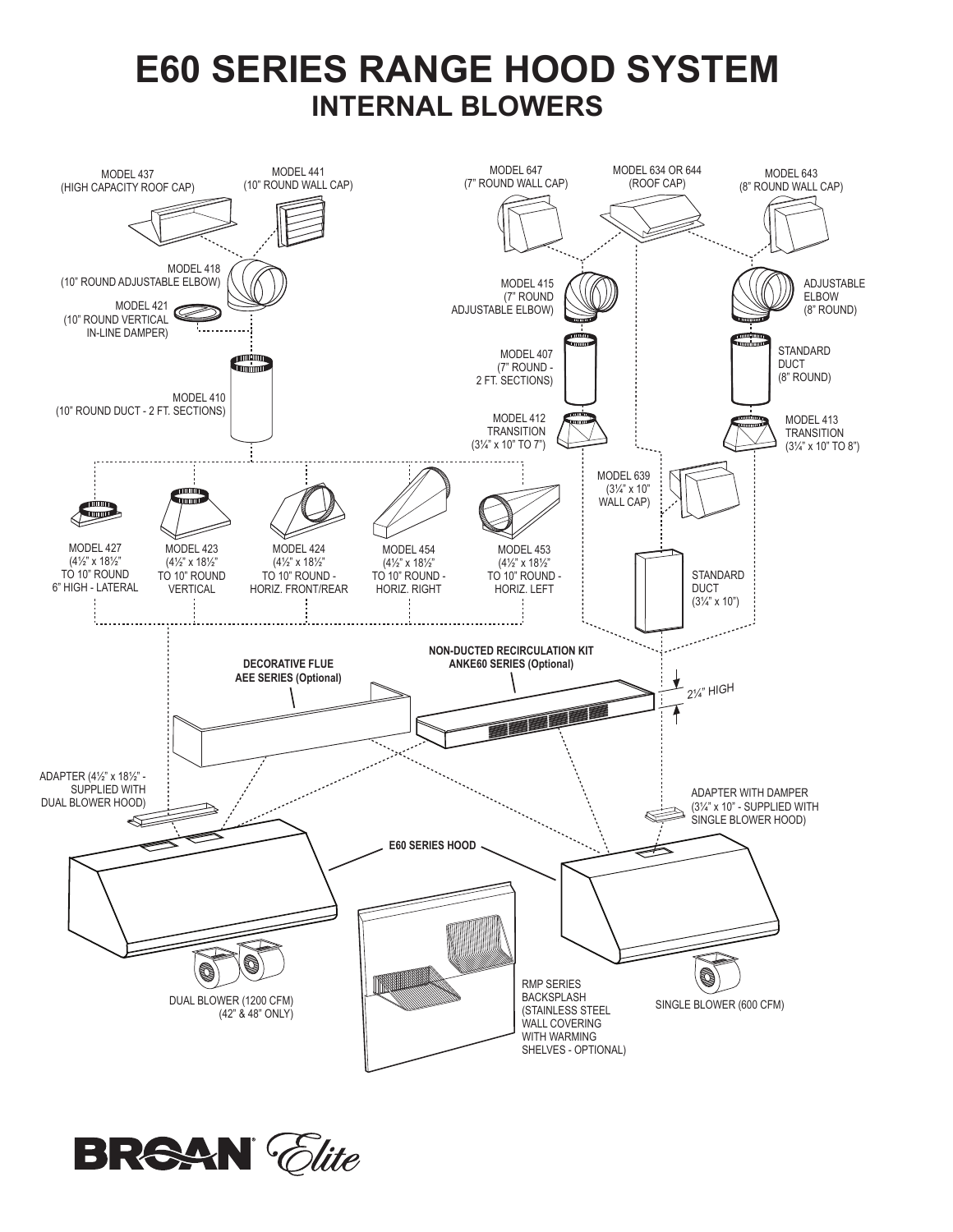# E60 SERIES RANGE HOOD SYSTEM

## INTERNAL BLOWERS

MODEL 437
(HIGH CAPACITY ROOF CAP)

MODEL 441
(10" ROUND WALL CAP)

MODEL 647
(7" ROUND WALL CAP)

MODEL 634 OR 644
(ROOF CAP)

MODEL 643
(8" ROUND WALL CAP)

MODEL 418
(10" ROUND ADJUSTABLE ELBOW)

MODEL 421
(10" ROUND VERTICAL IN-LINE DAMPER)

MODEL 415
(7" ROUND ADJUSTABLE ELBOW)

ADJUSTABLE ELBOW
(8" ROUND)

MODEL 407
(7" ROUND - 2 FT. SECTIONS)

STANDARD DUCT
(8" ROUND)

MODEL 410
(10" ROUND DUCT - 2 FT. SECTIONS)

MODEL 412
TRANSITION
(3¼" x 10" TO 7")

MODEL 413
TRANSITION
(3¼" x 10" TO 8")

MODEL 639
(3¼" x 10" WALL CAP)

MODEL 427
(4½" x 18½" TO 10" ROUND 6" HIGH - LATERAL

MODEL 423
(4½" x 18½" TO 10" ROUND VERTICAL

MODEL 424
(4½" x 18½" TO 10" ROUND - HORIZ. FRONT/REAR

MODEL 454
(4½" x 18½" TO 10" ROUND - HORIZ. RIGHT

MODEL 453
(4½" x 18½" TO 10" ROUND - HORIZ. LEFT

STANDARD DUCT
(3¼" x 10")

**NON-DUCTED RECIRCULATION KIT**
**ANKE60 SERIES (Optional)**

**DECORATIVE FLUE**
**AEE SERIES (Optional)**

2¼" HIGH

ADAPTER (4½" x 18½" - SUPPLIED WITH DUAL BLOWER HOOD)

ADAPTER WITH DAMPER
(3¼" x 10" - SUPPLIED WITH SINGLE BLOWER HOOD)

**E60 SERIES HOOD**

DUAL BLOWER (1200 CFM)
(42" & 48" ONLY)

RMP SERIES BACKSPLASH
(STAINLESS STEEL WALL COVERING WITH WARMING SHELVES - OPTIONAL)

SINGLE BLOWER (600 CFM)

BROAN Elite